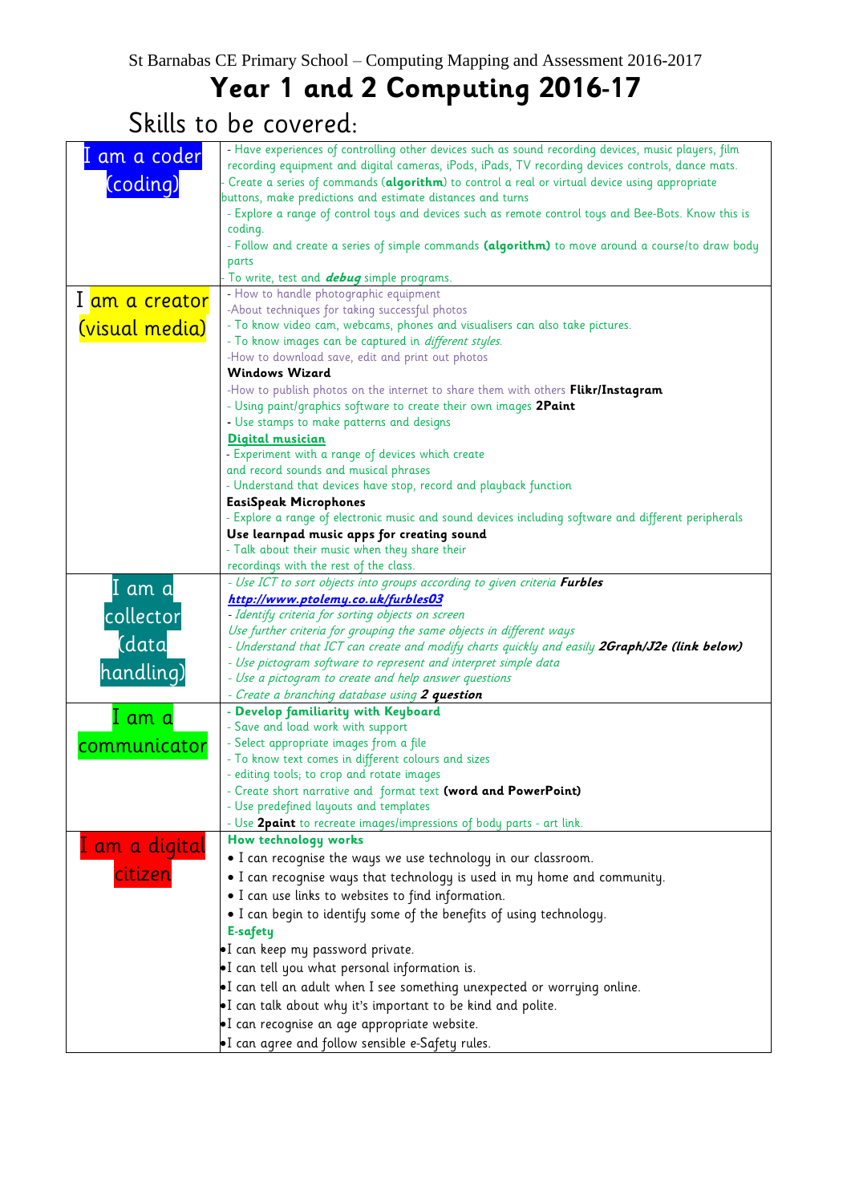St Barnabas CE Primary School – Computing Mapping and Assessment 2016-2017

# Year 1 and 2 Computing 2016-17

## Skills to be covered:

| | |
|---|---|
| I am a coder (coding) | - Have experiences of controlling other devices such as sound recording devices, music players, film recording equipment and digital cameras, iPods, iPads, TV recording devices controls, dance mats.<br>- Create a series of commands (**algorithm**) to control a real or virtual device using appropriate buttons, make predictions and estimate distances and turns<br>- Explore a range of control toys and devices such as remote control toys and Bee-Bots. Know this is coding.<br>- Follow and create a series of simple commands **(algorithm)** to move around a course/to draw body parts<br>- To write, test and ***debug*** simple programs. |
| I am a creator (visual media) | - How to handle photographic equipment<br>-About techniques for taking successful photos<br>- To know video cam, webcams, phones and visualisers can also take pictures.<br>- To know images can be captured in *different styles.*<br>-How to download save, edit and print out photos<br>**Windows Wizard**<br>-How to publish photos on the internet to share them with others **Flikr/Instagram**<br>- Using paint/graphics software to create their own images **2Paint**<br>- Use stamps to make patterns and designs<br>**Digital musician**<br>- Experiment with a range of devices which create and record sounds and musical phrases<br>- Understand that devices have stop, record and playback function<br>**EasiSpeak Microphones**<br>- Explore a range of electronic music and sound devices including software and different peripherals<br>**Use learnpad music apps for creating sound**<br>- Talk about their music when they share their recordings with the rest of the class. |
| I am a collector (data handling) | *- Use ICT to sort objects into groups according to given criteria* ***Furbles***<br>***http://www.ptolemy.co.uk/furbles03***<br>*- Identify criteria for sorting objects on screen*<br>*Use further criteria for grouping the same objects in different ways*<br>*- Understand that ICT can create and modify charts quickly and easily* ***2Graph/J2e (link below)***<br>*- Use pictogram software to represent and interpret simple data*<br>*- Use a pictogram to create and help answer questions*<br>*- Create a branching database using* ***2 question*** |
| I am a communicator | **- Develop familiarity with Keyboard**<br>- Save and load work with support<br>- Select appropriate images from a file<br>- To know text comes in different colours and sizes<br>- editing tools; to crop and rotate images<br>- Create short narrative and format text **(word and PowerPoint)**<br>- Use predefined layouts and templates<br>- Use **2paint** to recreate images/impressions of body parts - art link. |
| I am a digital citizen | **How technology works**<br>• I can recognise the ways we use technology in our classroom.<br>• I can recognise ways that technology is used in my home and community.<br>• I can use links to websites to find information.<br>• I can begin to identify some of the benefits of using technology.<br>**E-safety**<br>•I can keep my password private.<br>•I can tell you what personal information is.<br>•I can tell an adult when I see something unexpected or worrying online.<br>•I can talk about why it's important to be kind and polite.<br>•I can recognise an age appropriate website.<br>•I can agree and follow sensible e-Safety rules. |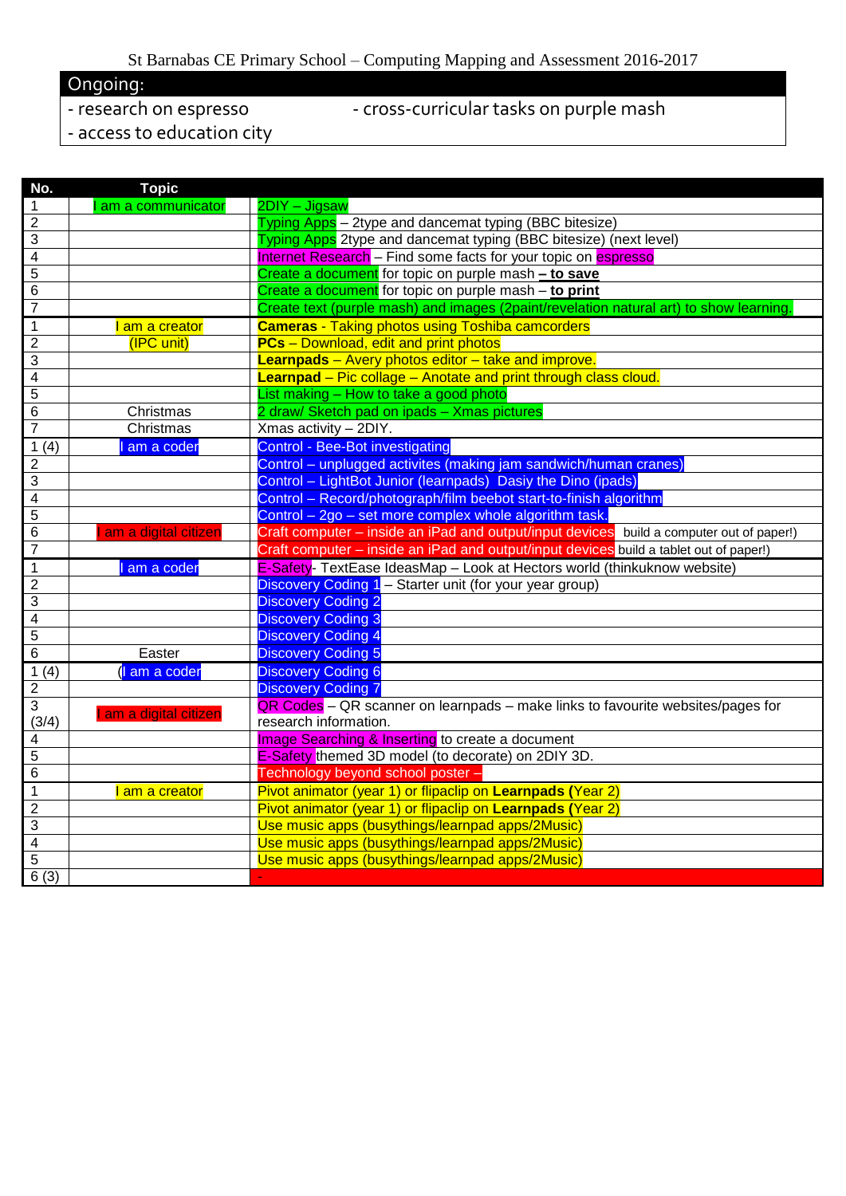St Barnabas CE Primary School – Computing Mapping and Assessment 2016-2017

## Ongoing:

- research on espresso
- access to education city
- cross-curricular tasks on purple mash

| No. | Topic | |
|---|---|---|
| 1 | I am a communicator | 2DIY – Jigsaw |
| 2 | | Typing Apps – 2type and dancemat typing (BBC bitesize) |
| 3 | | Typing Apps 2type and dancemat typing (BBC bitesize) (next level) |
| 4 | | Internet Research – Find some facts for your topic on espresso |
| 5 | | Create a document for topic on purple mash **– to save** |
| 6 | | Create a document for topic on purple mash – **to print** |
| 7 | | Create text (purple mash) and images (2paint/revelation natural art) to show learning. |
| 1 | I am a creator | **Cameras** - Taking photos using Toshiba camcorders |
| 2 | (IPC unit) | **PCs** – Download, edit and print photos |
| 3 | | **Learnpads** – Avery photos editor – take and improve. |
| 4 | | **Learnpad** – Pic collage – Anotate and print through class cloud. |
| 5 | | List making – How to take a good photo |
| 6 | Christmas | 2 draw/ Sketch pad on ipads – Xmas pictures |
| 7 | Christmas | Xmas activity – 2DIY. |
| 1 (4) | I am a coder | Control - Bee-Bot investigating |
| 2 | | Control – unplugged activites (making jam sandwich/human cranes) |
| 3 | | Control – LightBot Junior (learnpads) Dasiy the Dino (ipads) |
| 4 | | Control – Record/photograph/film beebot start-to-finish algorithm |
| 5 | | Control – 2go – set more complex whole algorithm task. |
| 6 | I am a digital citizen | Craft computer – inside an iPad and output/input devices build a computer out of paper!) |
| 7 | | Craft computer – inside an iPad and output/input devices build a tablet out of paper!) |
| 1 | I am a coder | E-Safety- TextEase IdeasMap – Look at Hectors world (thinkuknow website) |
| 2 | | Discovery Coding 1 – Starter unit (for your year group) |
| 3 | | Discovery Coding 2 |
| 4 | | Discovery Coding 3 |
| 5 | | Discovery Coding 4 |
| 6 | Easter | Discovery Coding 5 |
| 1 (4) | (I am a coder | Discovery Coding 6 |
| 2 | | Discovery Coding 7 |
| 3 (3/4) | I am a digital citizen | QR Codes – QR scanner on learnpads – make links to favourite websites/pages for research information. |
| 4 | | Image Searching & Inserting to create a document |
| 5 | | E-Safety themed 3D model (to decorate) on 2DIY 3D. |
| 6 | | Technology beyond school poster – |
| 1 | I am a creator | Pivot animator (year 1) or flipaclip on **Learnpads** (Year 2) |
| 2 | | Pivot animator (year 1) or flipaclip on **Learnpads** (Year 2) |
| 3 | | Use music apps (busythings/learnpad apps/2Music) |
| 4 | | Use music apps (busythings/learnpad apps/2Music) |
| 5 | | Use music apps (busythings/learnpad apps/2Music) |
| 6 (3) | | - |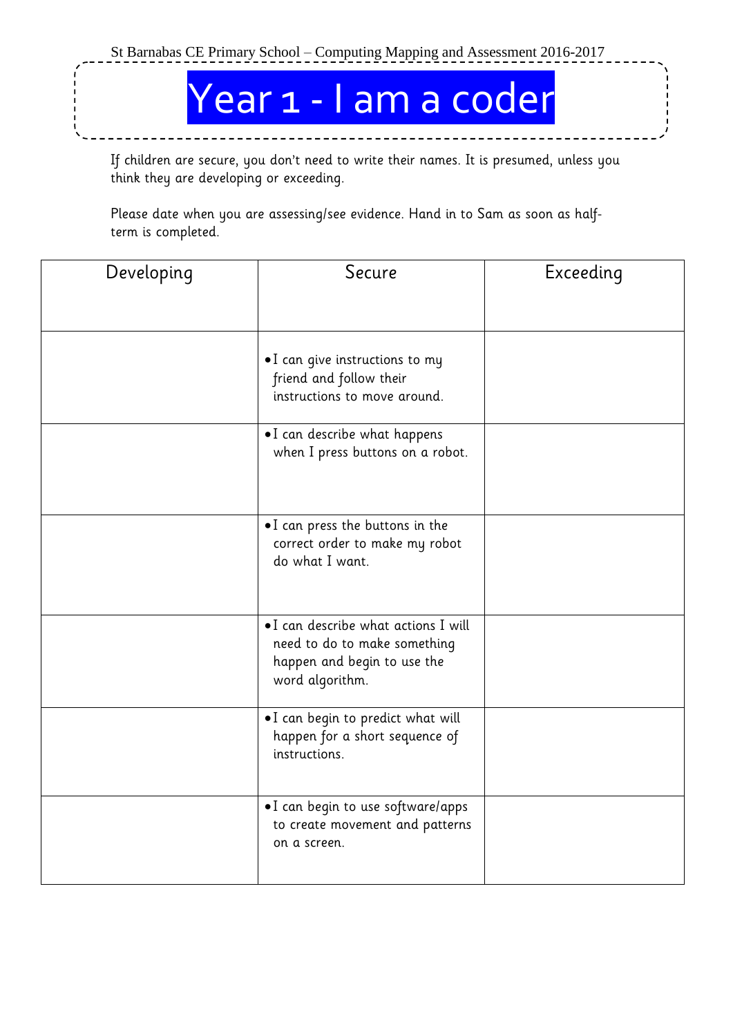# Year 1 - I am a coder

If children are secure, you don't need to write their names. It is presumed, unless you think they are developing or exceeding.

Please date when you are assessing/see evidence. Hand in to Sam as soon as half-term is completed.

| Developing | Secure | Exceeding |
| --- | --- | --- |
| | • I can give instructions to my friend and follow their instructions to move around. | |
| | • I can describe what happens when I press buttons on a robot. | |
| | • I can press the buttons in the correct order to make my robot do what I want. | |
| | • I can describe what actions I will need to do to make something happen and begin to use the word algorithm. | |
| | • I can begin to predict what will happen for a short sequence of instructions. | |
| | • I can begin to use software/apps to create movement and patterns on a screen. | |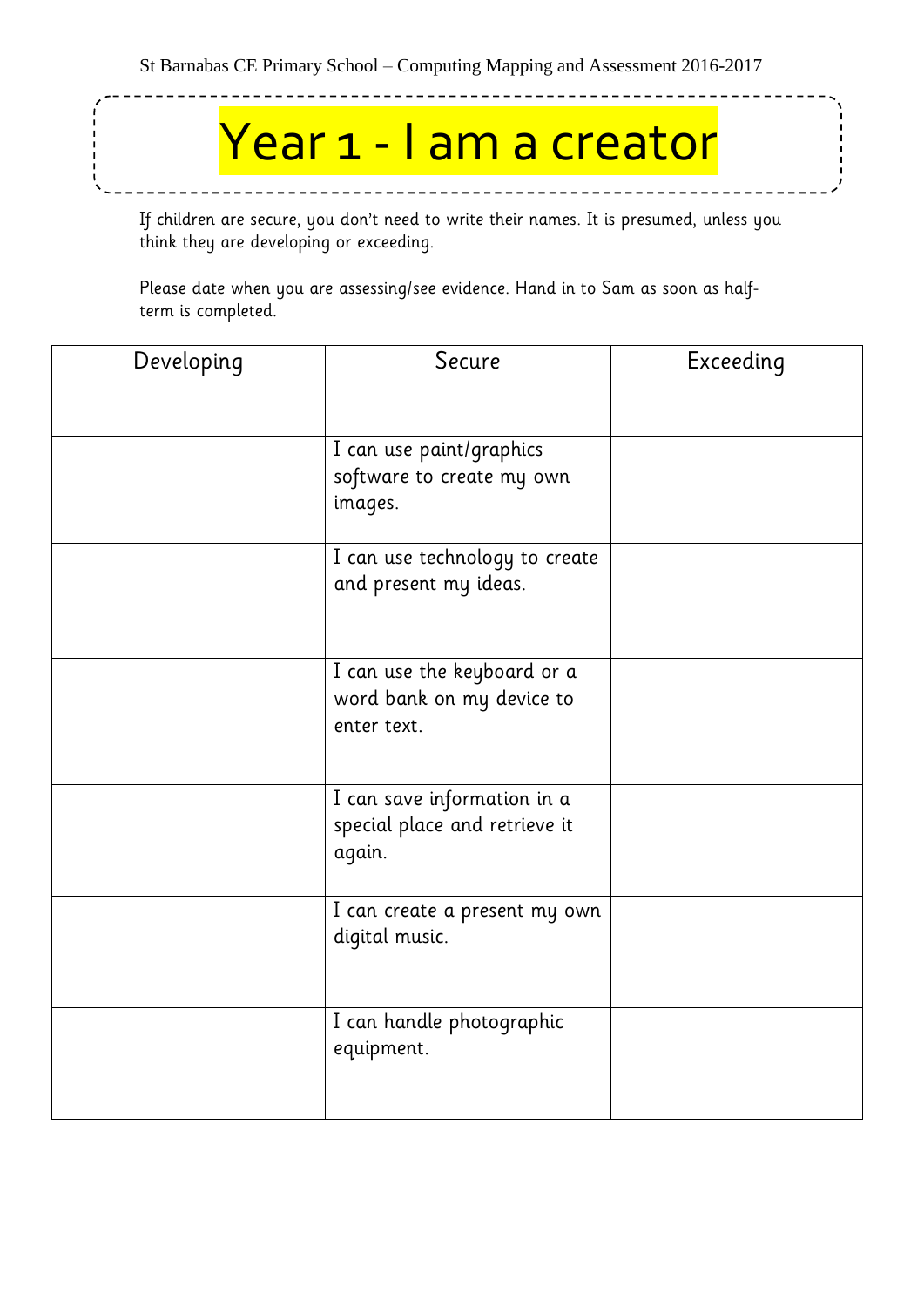# Year 1 - I am a creator

If children are secure, you don't need to write their names. It is presumed, unless you think they are developing or exceeding.

Please date when you are assessing/see evidence. Hand in to Sam as soon as half-term is completed.

| Developing | Secure | Exceeding |
|---|---|---|
| | I can use paint/graphics software to create my own images. | |
| | I can use technology to create and present my ideas. | |
| | I can use the keyboard or a word bank on my device to enter text. | |
| | I can save information in a special place and retrieve it again. | |
| | I can create a present my own digital music. | |
| | I can handle photographic equipment. | |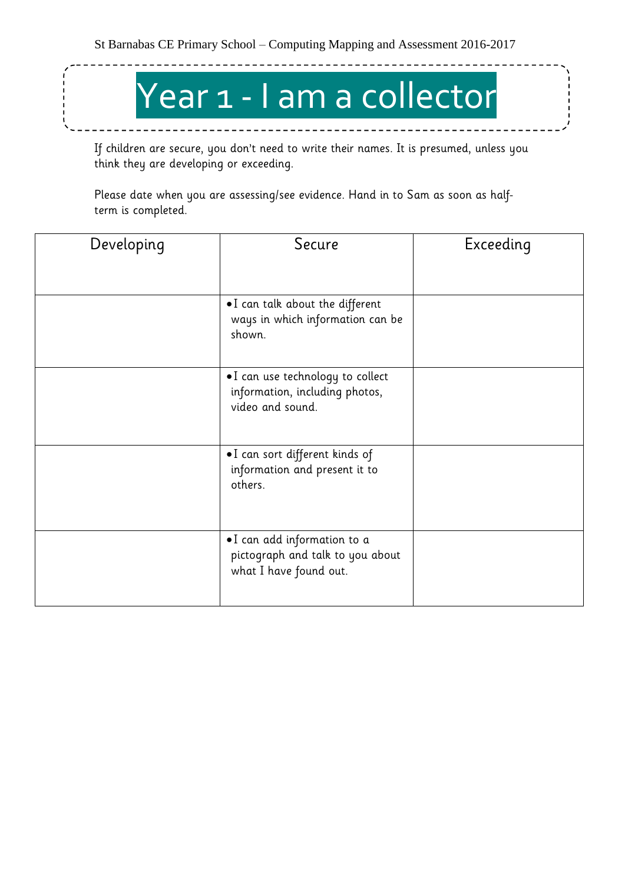# Year 1 - I am a collector

If children are secure, you don't need to write their names. It is presumed, unless you think they are developing or exceeding.

Please date when you are assessing/see evidence. Hand in to Sam as soon as half-term is completed.

| Developing | Secure | Exceeding |
| --- | --- | --- |
| | • I can talk about the different ways in which information can be shown. | |
| | • I can use technology to collect information, including photos, video and sound. | |
| | • I can sort different kinds of information and present it to others. | |
| | • I can add information to a pictograph and talk to you about what I have found out. | |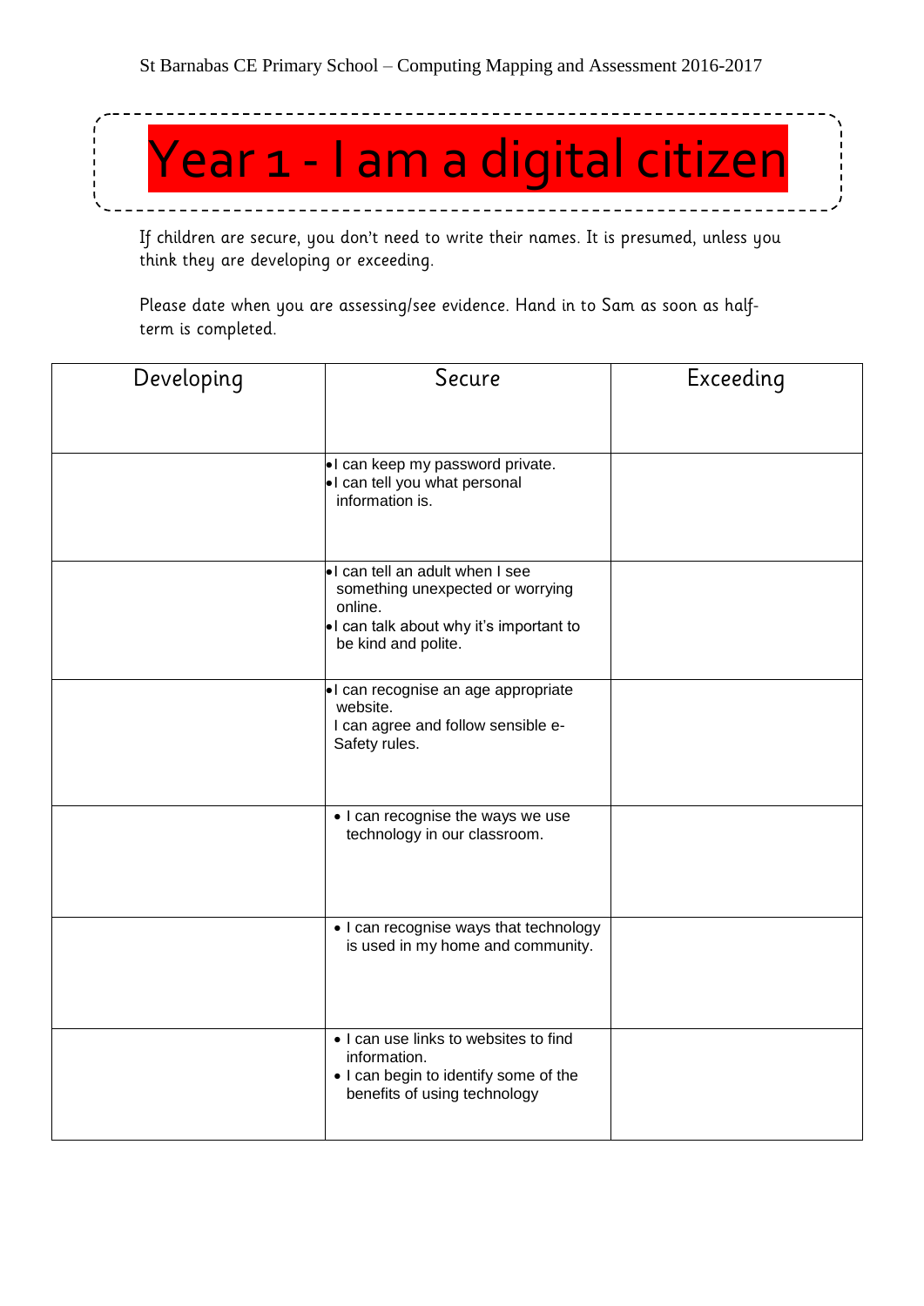# Year 1 - I am a digital citizen

If children are secure, you don't need to write their names. It is presumed, unless you think they are developing or exceeding.

Please date when you are assessing/see evidence. Hand in to Sam as soon as half-term is completed.

| Developing | Secure | Exceeding |
|---|---|---|
| | • I can keep my password private.<br>• I can tell you what personal information is. | |
| | • I can tell an adult when I see something unexpected or worrying online.<br>• I can talk about why it's important to be kind and polite. | |
| | • I can recognise an age appropriate website.<br>I can agree and follow sensible e-Safety rules. | |
| | • I can recognise the ways we use technology in our classroom. | |
| | • I can recognise ways that technology is used in my home and community. | |
| | • I can use links to websites to find information.<br>• I can begin to identify some of the benefits of using technology | |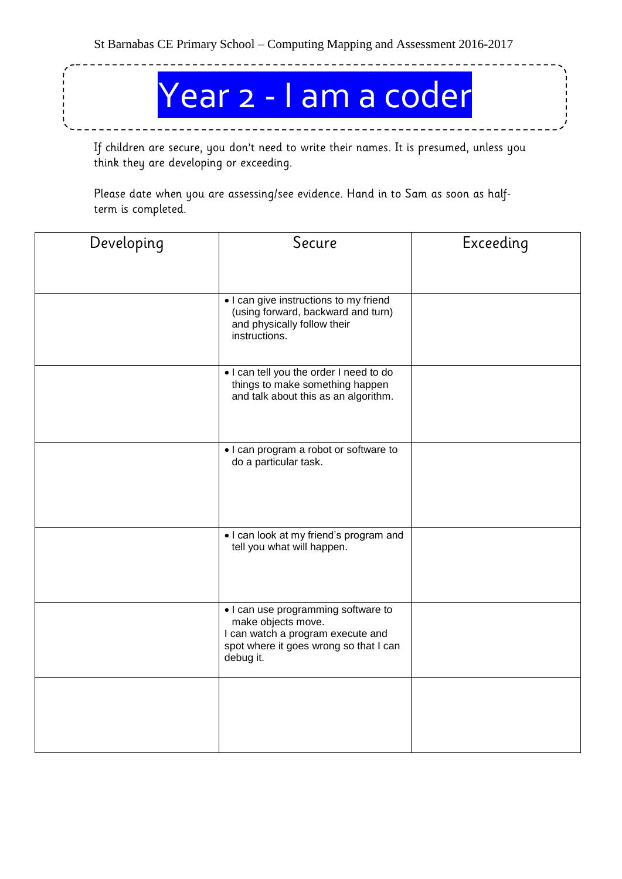St Barnabas CE Primary School – Computing Mapping and Assessment 2016-2017

# Year 2 - I am a coder

If children are secure, you don't need to write their names. It is presumed, unless you think they are developing or exceeding.

Please date when you are assessing/see evidence. Hand in to Sam as soon as half-term is completed.

| Developing | Secure | Exceeding |
|---|---|---|
| | • I can give instructions to my friend (using forward, backward and turn) and physically follow their instructions. | |
| | • I can tell you the order I need to do things to make something happen and talk about this as an algorithm. | |
| | • I can program a robot or software to do a particular task. | |
| | • I can look at my friend's program and tell you what will happen. | |
| | • I can use programming software to make objects move.<br>I can watch a program execute and spot where it goes wrong so that I can debug it. | |
| | | |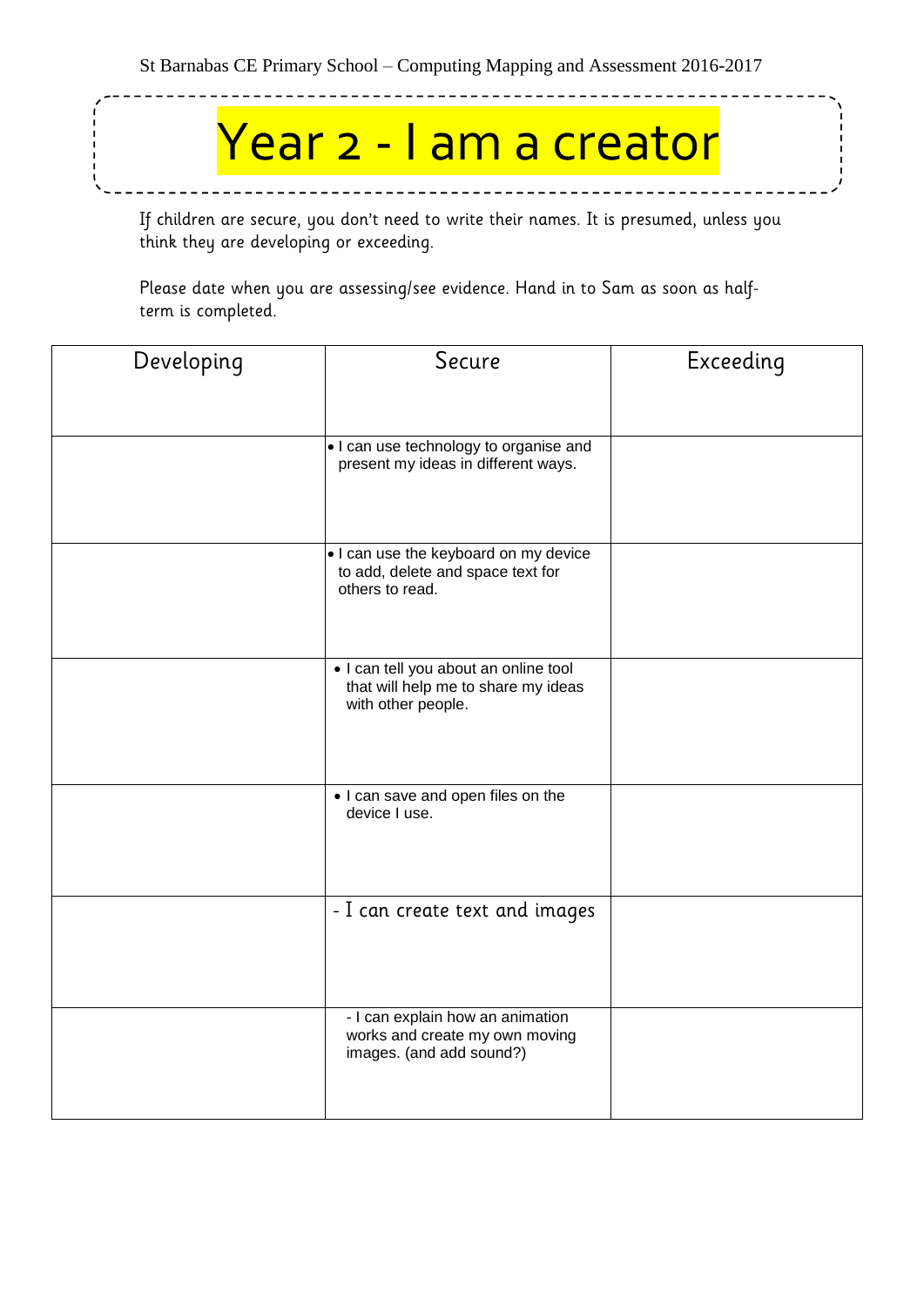St Barnabas CE Primary School – Computing Mapping and Assessment 2016-2017

# Year 2 - I am a creator

If children are secure, you don't need to write their names. It is presumed, unless you think they are developing or exceeding.

Please date when you are assessing/see evidence. Hand in to Sam as soon as half-term is completed.

| Developing | Secure | Exceeding |
| --- | --- | --- |
| | • I can use technology to organise and present my ideas in different ways. | |
| | • I can use the keyboard on my device to add, delete and space text for others to read. | |
| | • I can tell you about an online tool that will help me to share my ideas with other people. | |
| | • I can save and open files on the device I use. | |
| | - I can create text and images | |
| | - I can explain how an animation works and create my own moving images. (and add sound?) | |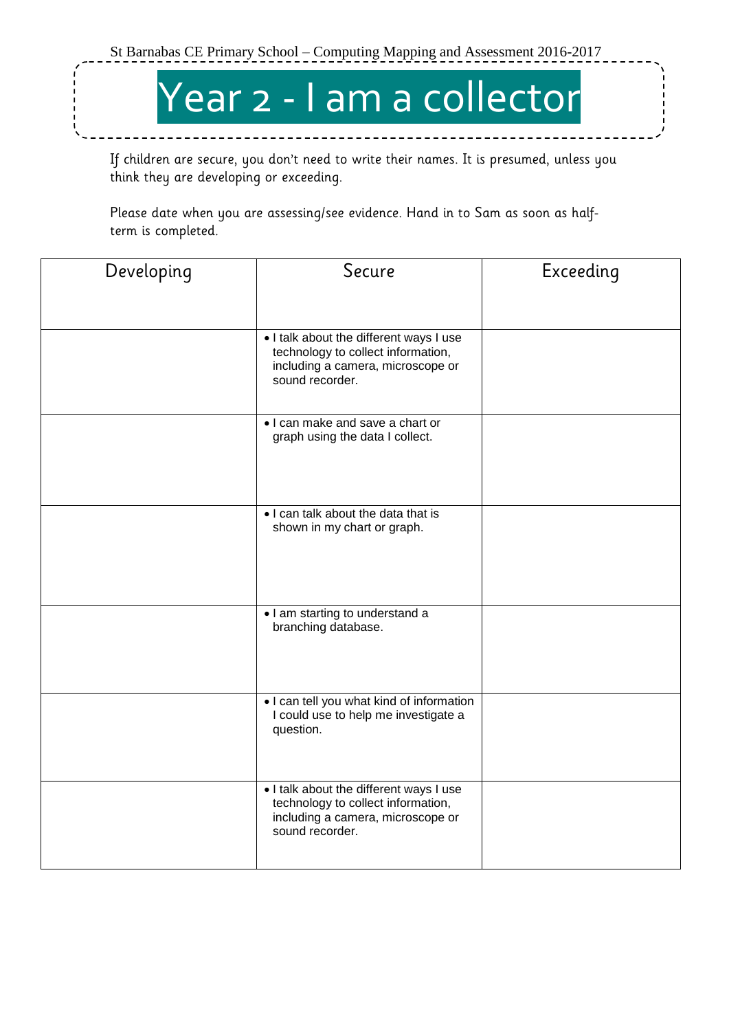# Year 2 - I am a collector

If children are secure, you don't need to write their names. It is presumed, unless you think they are developing or exceeding.

Please date when you are assessing/see evidence. Hand in to Sam as soon as half-term is completed.

| Developing | Secure | Exceeding |
|---|---|---|
| | • I talk about the different ways I use technology to collect information, including a camera, microscope or sound recorder. | |
| | • I can make and save a chart or graph using the data I collect. | |
| | • I can talk about the data that is shown in my chart or graph. | |
| | • I am starting to understand a branching database. | |
| | • I can tell you what kind of information I could use to help me investigate a question. | |
| | • I talk about the different ways I use technology to collect information, including a camera, microscope or sound recorder. | |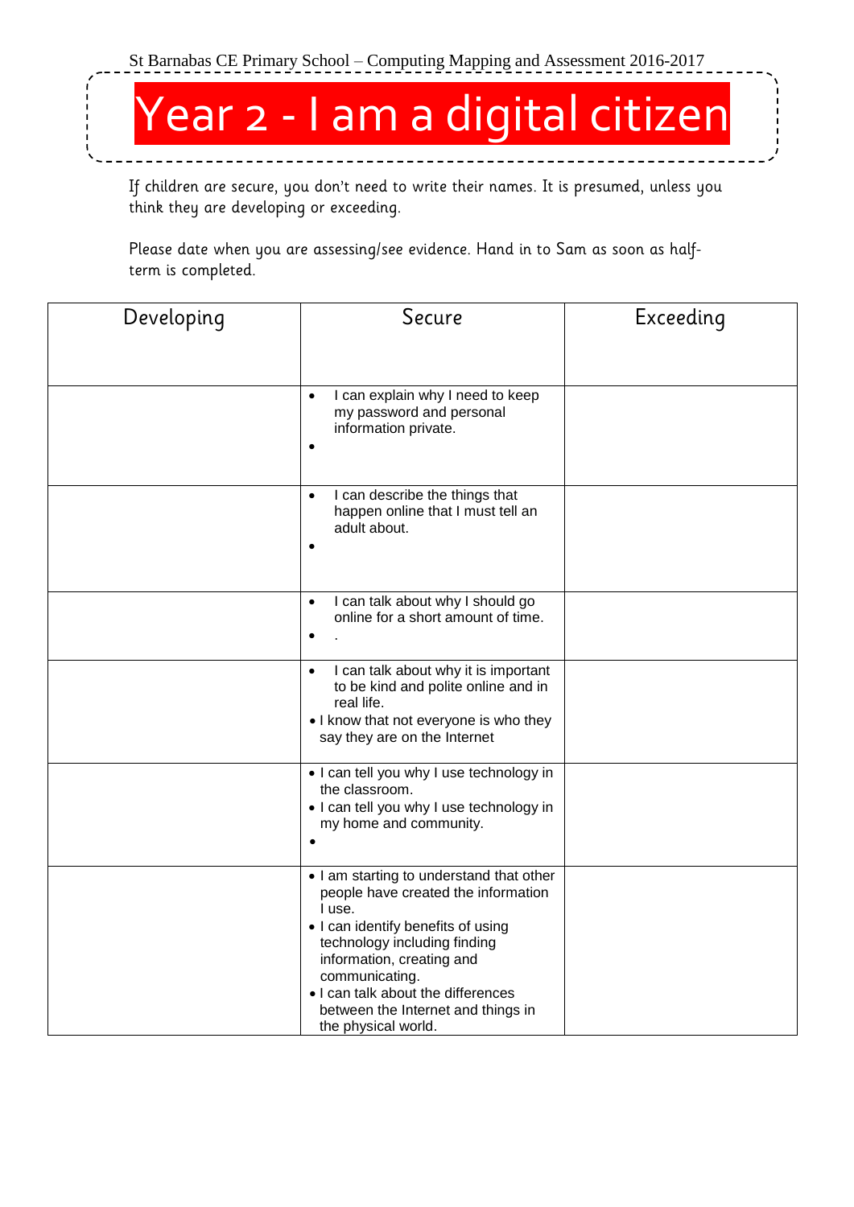St Barnabas CE Primary School – Computing Mapping and Assessment 2016-2017

# Year 2 - I am a digital citizen

If children are secure, you don't need to write their names. It is presumed, unless you think they are developing or exceeding.

Please date when you are assessing/see evidence. Hand in to Sam as soon as half-term is completed.

| Developing | Secure | Exceeding |
|---|---|---|
| | • I can explain why I need to keep my password and personal information private.<br>• | |
| | • I can describe the things that happen online that I must tell an adult about.<br>• | |
| | • I can talk about why I should go online for a short amount of time.<br>• . | |
| | • I can talk about why it is important to be kind and polite online and in real life.<br>• I know that not everyone is who they say they are on the Internet | |
| | • I can tell you why I use technology in the classroom.<br>• I can tell you why I use technology in my home and community.<br>• | |
| | • I am starting to understand that other people have created the information I use.<br>• I can identify benefits of using technology including finding information, creating and communicating.<br>• I can talk about the differences between the Internet and things in the physical world. | |